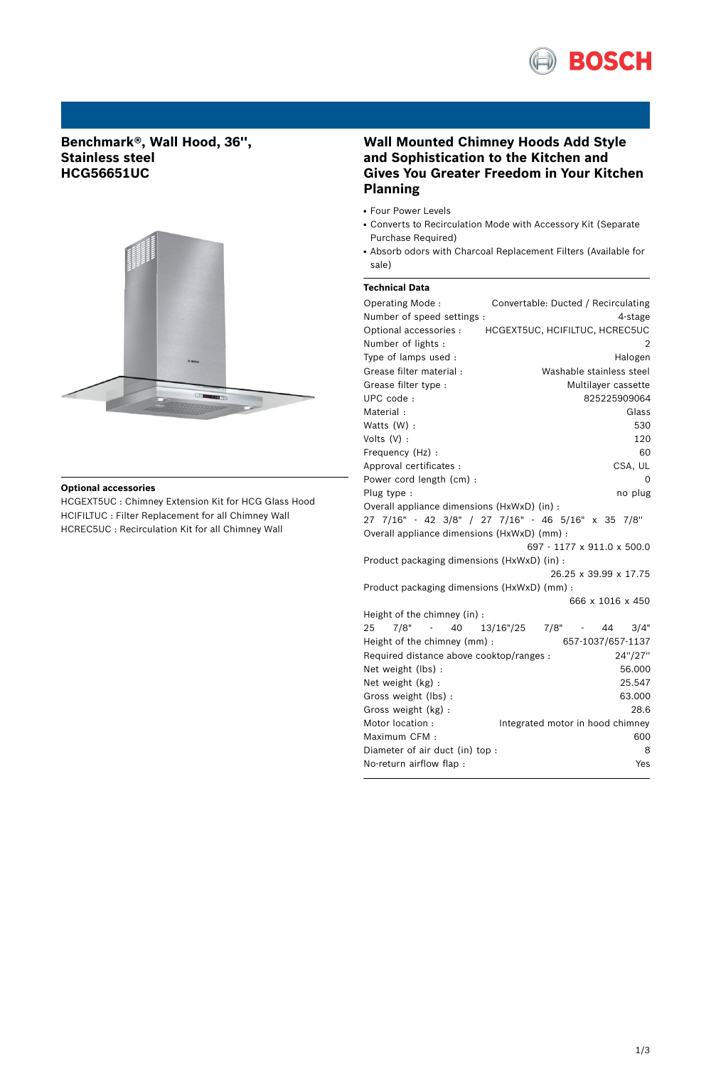## Benchmark®, Wall Hood, 36'', Stainless steel HCG56651UC

### Optional accessories

HCGEXT5UC : Chimney Extension Kit for HCG Glass Hood
HCIFILTUC : Filter Replacement for all Chimney Wall
HCREC5UC : Recirculation Kit for all Chimney Wall

## Wall Mounted Chimney Hoods Add Style and Sophistication to the Kitchen and Gives You Greater Freedom in Your Kitchen Planning

- Four Power Levels
- Converts to Recirculation Mode with Accessory Kit (Separate Purchase Required)
- Absorb odors with Charcoal Replacement Filters (Available for sale)

### Technical Data

| | |
|---|---|
| Operating Mode : | Convertable: Ducted / Recirculating |
| Number of speed settings : | 4-stage |
| Optional accessories : | HCGEXT5UC, HCIFILTUC, HCREC5UC |
| Number of lights : | 2 |
| Type of lamps used : | Halogen |
| Grease filter material : | Washable stainless steel |
| Grease filter type : | Multilayer cassette |
| UPC code : | 825225909064 |
| Material : | Glass |
| Watts (W) : | 530 |
| Volts (V) : | 120 |
| Frequency (Hz) : | 60 |
| Approval certificates : | CSA, UL |
| Power cord length (cm) : | 0 |
| Plug type : | no plug |
| Overall appliance dimensions (HxWxD) (in) : | 27 7/16" - 42 3/8" / 27 7/16" - 46 5/16" x 35 7/8" |
| Overall appliance dimensions (HxWxD) (mm) : | 697 - 1177 x 911.0 x 500.0 |
| Product packaging dimensions (HxWxD) (in) : | 26.25 x 39.99 x 17.75 |
| Product packaging dimensions (HxWxD) (mm) : | 666 x 1016 x 450 |
| Height of the chimney (in) : | 25 7/8" - 40 13/16"/25 7/8" - 44 3/4" |
| Height of the chimney (mm) : | 657-1037/657-1137 |
| Required distance above cooktop/ranges : | 24''/27'' |
| Net weight (lbs) : | 56.000 |
| Net weight (kg) : | 25.547 |
| Gross weight (lbs) : | 63.000 |
| Gross weight (kg) : | 28.6 |
| Motor location : | Integrated motor in hood chimney |
| Maximum CFM : | 600 |
| Diameter of air duct (in) top : | 8 |
| No-return airflow flap : | Yes |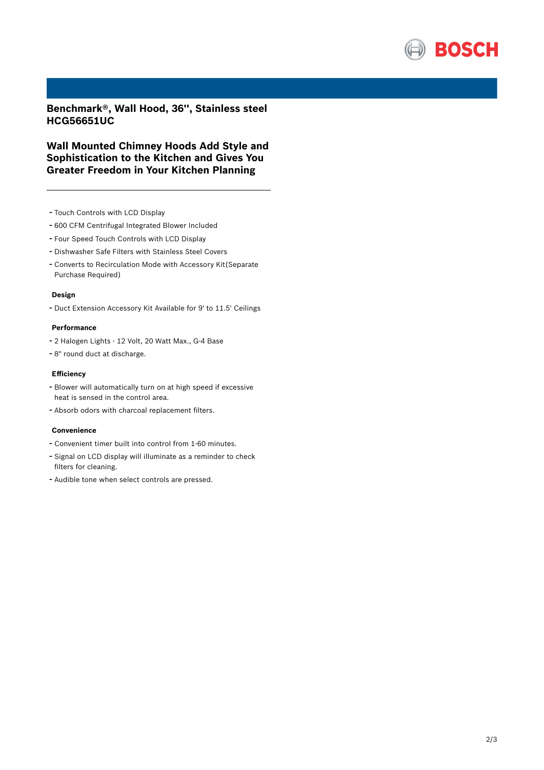## Benchmark®, Wall Hood, 36'', Stainless steel HCG56651UC

## Wall Mounted Chimney Hoods Add Style and Sophistication to the Kitchen and Gives You Greater Freedom in Your Kitchen Planning

- Touch Controls with LCD Display
- 600 CFM Centrifugal Integrated Blower Included
- Four Speed Touch Controls with LCD Display
- Dishwasher Safe Filters with Stainless Steel Covers
- Converts to Recirculation Mode with Accessory Kit(Separate Purchase Required)

### Design

- Duct Extension Accessory Kit Available for 9' to 11.5' Ceilings

### Performance

- 2 Halogen Lights - 12 Volt, 20 Watt Max., G-4 Base
- 8" round duct at discharge.

### Efficiency

- Blower will automatically turn on at high speed if excessive heat is sensed in the control area.
- Absorb odors with charcoal replacement filters.

### Convenience

- Convenient timer built into control from 1-60 minutes.
- Signal on LCD display will illuminate as a reminder to check filters for cleaning.
- Audible tone when select controls are pressed.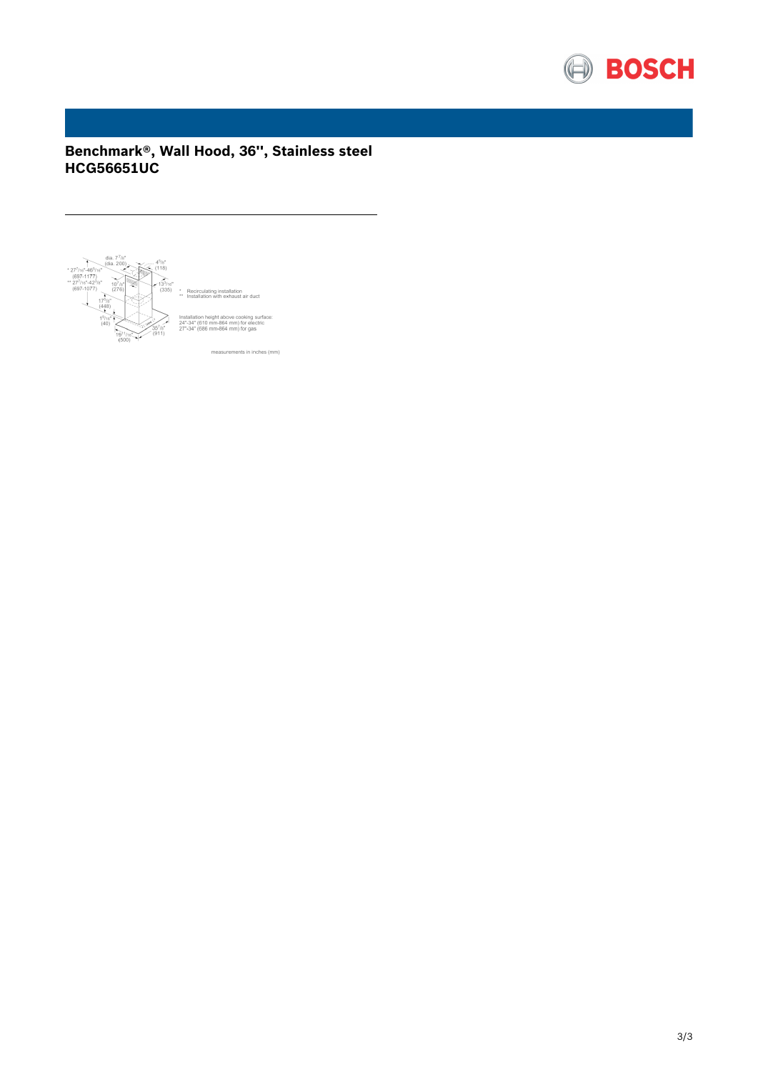**Benchmark®, Wall Hood, 36'', Stainless steel**
**HCG56651UC**

dia. 7⅞"
(dia. 200)

4⅝"
(118)

* 27⁷⁄₁₆"-46⁵⁄₁₆"
(697-1177)
** 27⁷⁄₁₆"-42³⁄₈"
(697-1077)

10⅞"
(276)

13³⁄₁₆"
(335)

17⅝"
(448)

1⁹⁄₁₆"
(40)

35⅞"
(911)

19¹¹⁄₁₆"
(500)

\* Recirculating installation
\** Installation with exhaust air duct

Installation height above cooking surface:
24"-34" (610 mm-864 mm) for electric
27"-34" (686 mm-864 mm) for gas

measurements in inches (mm)